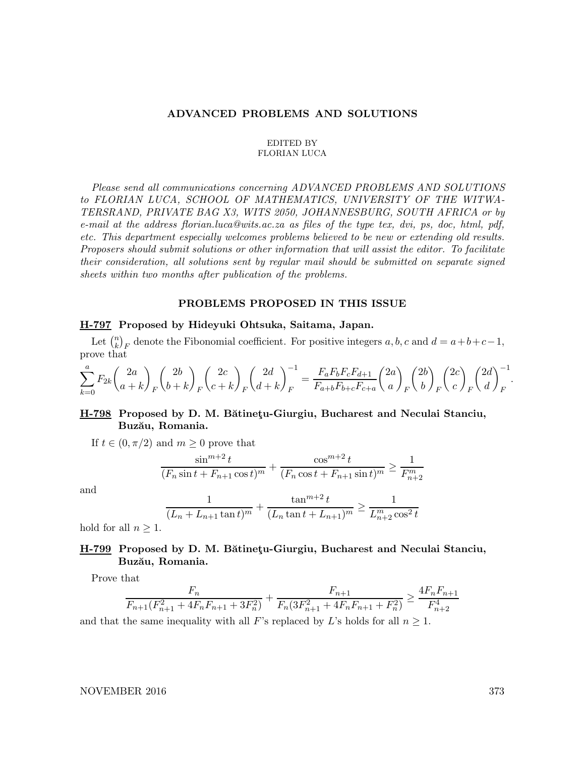# ADVANCED PROBLEMS AND SOLUTIONS

EDITED BY
FLORIAN LUCA

*Please send all communications concerning ADVANCED PROBLEMS AND SOLUTIONS to FLORIAN LUCA, SCHOOL OF MATHEMATICS, UNIVERSITY OF THE WITWATERSRAND, PRIVATE BAG X3, WITS 2050, JOHANNESBURG, SOUTH AFRICA or by e-mail at the address florian.luca@wits.ac.za as files of the type tex, dvi, ps, doc, html, pdf, etc. This department especially welcomes problems believed to be new or extending old results. Proposers should submit solutions or other information that will assist the editor. To facilitate their consideration, all solutions sent by regular mail should be submitted on separate signed sheets within two months after publication of the problems.*

## PROBLEMS PROPOSED IN THIS ISSUE

### H-797 Proposed by Hideyuki Ohtsuka, Saitama, Japan.

Let $\binom{n}{k}_F$ denote the Fibonomial coefficient. For positive integers $a, b, c$ and $d = a+b+c-1$, prove that

$$\sum_{k=0}^{a} F_{2k}\binom{2a}{a+k}_F\binom{2b}{b+k}_F\binom{2c}{c+k}_F\binom{2d}{d+k}_F^{-1} = \frac{F_aF_bF_cF_{d+1}}{F_{a+b}F_{b+c}F_{c+a}}\binom{2a}{a}_F\binom{2b}{b}_F\binom{2c}{c}_F\binom{2d}{d}_F^{-1}.$$

### H-798 Proposed by D. M. Bătineţu-Giurgiu, Bucharest and Neculai Stanciu, Buzău, Romania.

If $t \in (0, \pi/2)$ and $m \geq 0$ prove that

$$\frac{\sin^{m+2} t}{(F_n \sin t + F_{n+1}\cos t)^m} + \frac{\cos^{m+2} t}{(F_n \cos t + F_{n+1}\sin t)^m} \geq \frac{1}{F_{n+2}^m}$$

and

$$\frac{1}{(L_n + L_{n+1}\tan t)^m} + \frac{\tan^{m+2} t}{(L_n \tan t + L_{n+1})^m} \geq \frac{1}{L_{n+2}^m \cos^2 t}$$

hold for all $n \geq 1$.

### H-799 Proposed by D. M. Bătineţu-Giurgiu, Bucharest and Neculai Stanciu, Buzău, Romania.

Prove that

$$\frac{F_n}{F_{n+1}(F_{n+1}^2 + 4F_nF_{n+1} + 3F_n^2)} + \frac{F_{n+1}}{F_n(3F_{n+1}^2 + 4F_nF_{n+1} + F_n^2)} \geq \frac{4F_nF_{n+1}}{F_{n+2}^4}$$

and that the same inequality with all $F$'s replaced by $L$'s holds for all $n \geq 1$.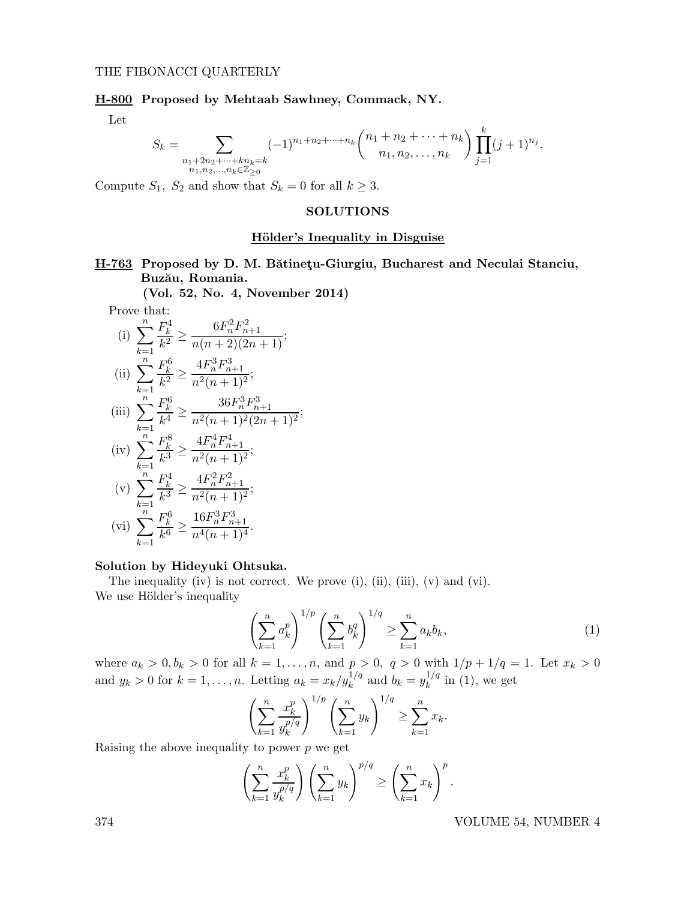**H-800 Proposed by Mehtaab Sawhney, Commack, NY.**

Let

$$S_k = \sum_{\substack{n_1+2n_2+\cdots+kn_k=k \\ n_1,n_2,\ldots,n_k\in\mathbb{Z}_{\geq 0}}} (-1)^{n_1+n_2+\cdots+n_k}\binom{n_1+n_2+\cdots+n_k}{n_1,n_2,\ldots,n_k}\prod_{j=1}^{k}(j+1)^{n_j}.$$

Compute $S_1,\ S_2$ and show that $S_k = 0$ for all $k \geq 3$.

## SOLUTIONS

### Hölder's Inequality in Disguise

**H-763 Proposed by D. M. Bătineţu-Giurgiu, Bucharest and Neculai Stanciu, Buzău, Romania.**
**(Vol. 52, No. 4, November 2014)**

Prove that:

(i) $\displaystyle\sum_{k=1}^{n}\frac{F_k^4}{k^2} \geq \frac{6F_n^2F_{n+1}^2}{n(n+2)(2n+1)}$;

(ii) $\displaystyle\sum_{k=1}^{n}\frac{F_k^6}{k^2} \geq \frac{4F_n^3F_{n+1}^3}{n^2(n+1)^2}$;

(iii) $\displaystyle\sum_{k=1}^{n}\frac{F_k^6}{k^4} \geq \frac{36F_n^3F_{n+1}^3}{n^2(n+1)^2(2n+1)^2}$;

(iv) $\displaystyle\sum_{k=1}^{n}\frac{F_k^8}{k^3} \geq \frac{4F_n^4F_{n+1}^4}{n^2(n+1)^2}$;

(v) $\displaystyle\sum_{k=1}^{n}\frac{F_k^4}{k^3} \geq \frac{4F_n^2F_{n+1}^2}{n^2(n+1)^2}$;

(vi) $\displaystyle\sum_{k=1}^{n}\frac{F_k^6}{k^6} \geq \frac{16F_n^3F_{n+1}^3}{n^4(n+1)^4}$.

**Solution by Hideyuki Ohtsuka.**

The inequality (iv) is not correct. We prove (i), (ii), (iii), (v) and (vi).
We use Hölder's inequality

$$\left(\sum_{k=1}^{n}a_k^p\right)^{1/p}\left(\sum_{k=1}^{n}b_k^q\right)^{1/q} \geq \sum_{k=1}^{n}a_kb_k, \tag{1}$$

where $a_k > 0, b_k > 0$ for all $k = 1,\ldots,n$, and $p > 0,\ q > 0$ with $1/p + 1/q = 1$. Let $x_k > 0$ and $y_k > 0$ for $k = 1,\ldots,n$. Letting $a_k = x_k/y_k^{1/q}$ and $b_k = y_k^{1/q}$ in (1), we get

$$\left(\sum_{k=1}^{n}\frac{x_k^p}{y_k^{p/q}}\right)^{1/p}\left(\sum_{k=1}^{n}y_k\right)^{1/q} \geq \sum_{k=1}^{n}x_k.$$

Raising the above inequality to power $p$ we get

$$\left(\sum_{k=1}^{n}\frac{x_k^p}{y_k^{p/q}}\right)\left(\sum_{k=1}^{n}y_k\right)^{p/q} \geq \left(\sum_{k=1}^{n}x_k\right)^p.$$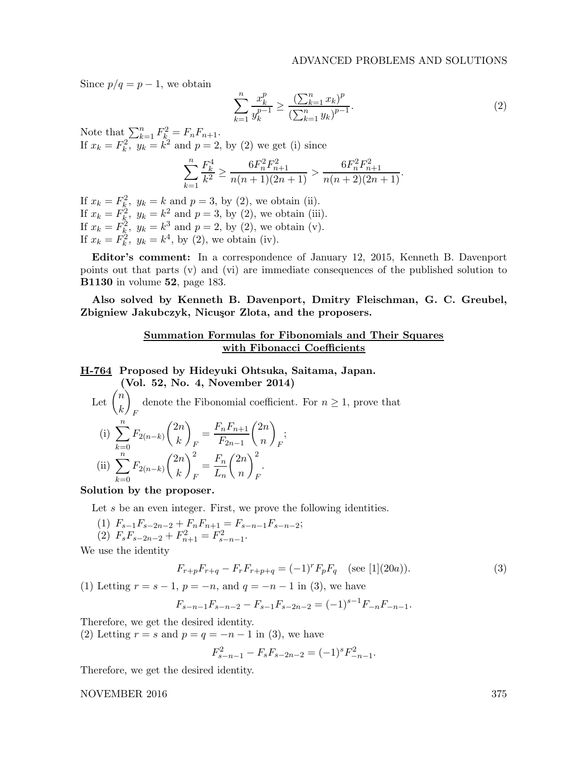Since $p/q = p - 1$, we obtain

$$\sum_{k=1}^{n} \frac{x_k^p}{y_k^{p-1}} \geq \frac{\left(\sum_{k=1}^{n} x_k\right)^p}{\left(\sum_{k=1}^{n} y_k\right)^{p-1}}. \tag{2}$$

Note that $\sum_{k=1}^{n} F_k^2 = F_n F_{n+1}$.

If $x_k = F_k^2,\ y_k = k^2$ and $p = 2$, by (2) we get (i) since

$$\sum_{k=1}^{n} \frac{F_k^4}{k^2} \geq \frac{6F_n^2 F_{n+1}^2}{n(n+1)(2n+1)} > \frac{6F_n^2 F_{n+1}^2}{n(n+2)(2n+1)}.$$

If $x_k = F_k^2,\ y_k = k$ and $p = 3$, by (2), we obtain (ii).

If $x_k = F_k^2,\ y_k = k^2$ and $p = 3$, by (2), we obtain (iii).

If $x_k = F_k^2,\ y_k = k^3$ and $p = 2$, by (2), we obtain (v).

If $x_k = F_k^2,\ y_k = k^4$, by (2), we obtain (iv).

**Editor's comment:** In a correspondence of January 12, 2015, Kenneth B. Davenport points out that parts (v) and (vi) are immediate consequences of the published solution to **B1130** in volume **52**, page 183.

**Also solved by Kenneth B. Davenport, Dmitry Fleischman, G. C. Greubel, Zbigniew Jakubczyk, Nicuşor Zlota, and the proposers.**

## Summation Formulas for Fibonomials and Their Squares with Fibonacci Coefficients

**H-764 Proposed by Hideyuki Ohtsuka, Saitama, Japan. (Vol. 52, No. 4, November 2014)**

Let $\binom{n}{k}_F$ denote the Fibonomial coefficient. For $n \geq 1$, prove that

(i) $\displaystyle\sum_{k=0}^{n} F_{2(n-k)} \binom{2n}{k}_F = \frac{F_n F_{n+1}}{F_{2n-1}} \binom{2n}{n}_F$;

(ii) $\displaystyle\sum_{k=0}^{n} F_{2(n-k)} \binom{2n}{k}_F^2 = \frac{F_n}{L_n} \binom{2n}{n}_F^2$.

**Solution by the proposer.**

Let $s$ be an even integer. First, we prove the following identities.

(1) $F_{s-1}F_{s-2n-2} + F_n F_{n+1} = F_{s-n-1}F_{s-n-2}$;

(2) $F_s F_{s-2n-2} + F_{n+1}^2 = F_{s-n-1}^2$.

We use the identity

$$F_{r+p}F_{r+q} - F_r F_{r+p+q} = (-1)^r F_p F_q \quad \text{(see [1](20}a\text{))}. \tag{3}$$

(1) Letting $r = s-1$, $p = -n$, and $q = -n-1$ in (3), we have

$$F_{s-n-1}F_{s-n-2} - F_{s-1}F_{s-2n-2} = (-1)^{s-1} F_{-n} F_{-n-1}.$$

Therefore, we get the desired identity.

(2) Letting $r = s$ and $p = q = -n-1$ in (3), we have

$$F_{s-n-1}^2 - F_s F_{s-2n-2} = (-1)^s F_{-n-1}^2.$$

Therefore, we get the desired identity.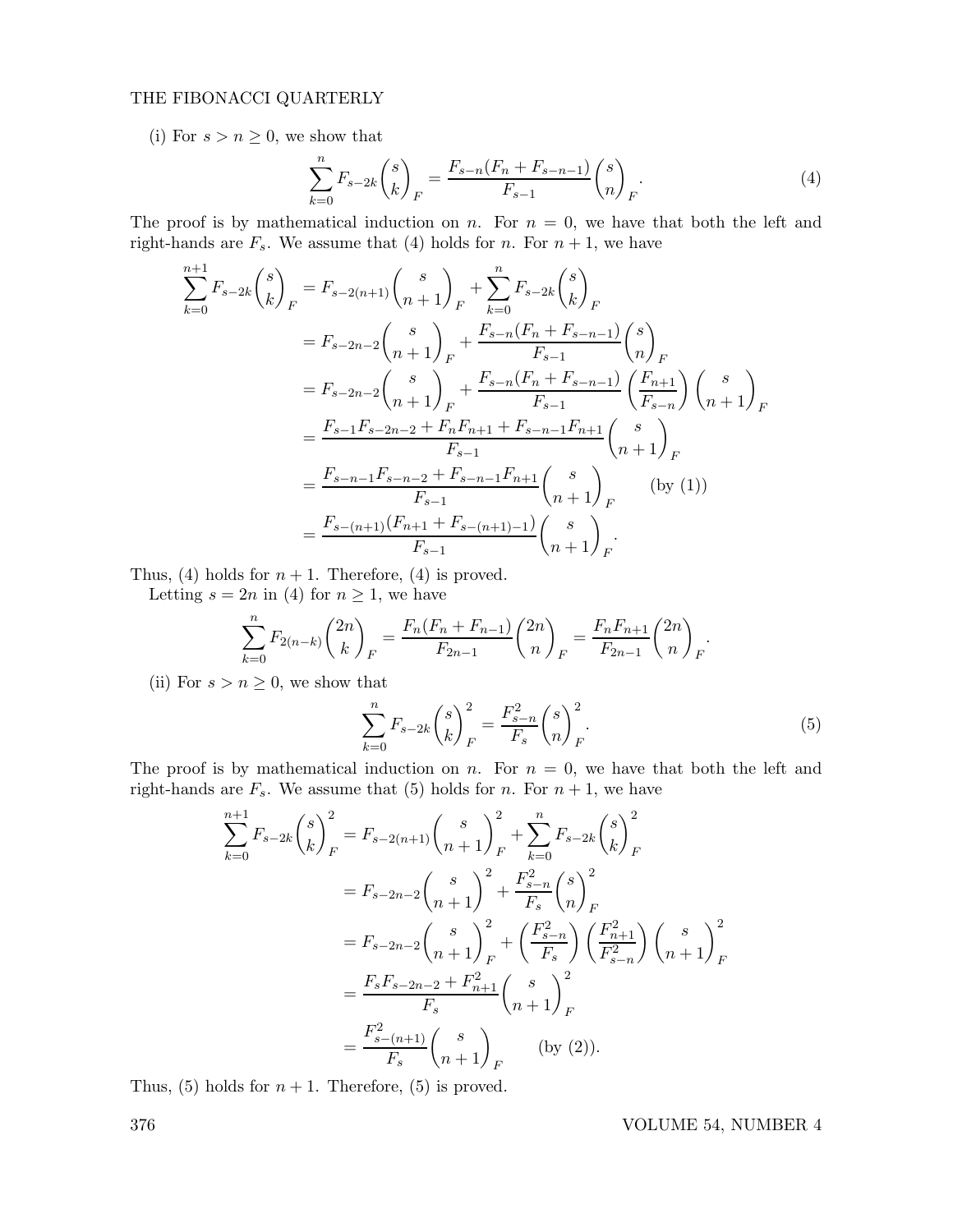(i) For $s > n \geq 0$, we show that

$$\sum_{k=0}^{n} F_{s-2k} \binom{s}{k}_F = \frac{F_{s-n}(F_n + F_{s-n-1})}{F_{s-1}} \binom{s}{n}_F. \tag{4}$$

The proof is by mathematical induction on $n$. For $n = 0$, we have that both the left and right-hands are $F_s$. We assume that (4) holds for $n$. For $n+1$, we have

$$\begin{aligned}
\sum_{k=0}^{n+1} F_{s-2k} \binom{s}{k}_F &= F_{s-2(n+1)} \binom{s}{n+1}_F + \sum_{k=0}^{n} F_{s-2k} \binom{s}{k}_F \\
&= F_{s-2n-2} \binom{s}{n+1}_F + \frac{F_{s-n}(F_n + F_{s-n-1})}{F_{s-1}} \binom{s}{n}_F \\
&= F_{s-2n-2} \binom{s}{n+1}_F + \frac{F_{s-n}(F_n + F_{s-n-1})}{F_{s-1}} \left( \frac{F_{n+1}}{F_{s-n}} \right) \binom{s}{n+1}_F \\
&= \frac{F_{s-1}F_{s-2n-2} + F_n F_{n+1} + F_{s-n-1}F_{n+1}}{F_{s-1}} \binom{s}{n+1}_F \\
&= \frac{F_{s-n-1}F_{s-n-2} + F_{s-n-1}F_{n+1}}{F_{s-1}} \binom{s}{n+1}_F \qquad \text{(by (1))} \\
&= \frac{F_{s-(n+1)}(F_{n+1} + F_{s-(n+1)-1})}{F_{s-1}} \binom{s}{n+1}_F.
\end{aligned}$$

Thus, (4) holds for $n+1$. Therefore, (4) is proved.

Letting $s = 2n$ in (4) for $n \geq 1$, we have

$$\sum_{k=0}^{n} F_{2(n-k)} \binom{2n}{k}_F = \frac{F_n(F_n + F_{n-1})}{F_{2n-1}} \binom{2n}{n}_F = \frac{F_n F_{n+1}}{F_{2n-1}} \binom{2n}{n}_F.$$

(ii) For $s > n \geq 0$, we show that

$$\sum_{k=0}^{n} F_{s-2k} \binom{s}{k}_F^2 = \frac{F_{s-n}^2}{F_s} \binom{s}{n}_F^2. \tag{5}$$

The proof is by mathematical induction on $n$. For $n = 0$, we have that both the left and right-hands are $F_s$. We assume that (5) holds for $n$. For $n+1$, we have

$$\begin{aligned}
\sum_{k=0}^{n+1} F_{s-2k} \binom{s}{k}_F^2 &= F_{s-2(n+1)} \binom{s}{n+1}_F^2 + \sum_{k=0}^{n} F_{s-2k} \binom{s}{k}_F^2 \\
&= F_{s-2n-2} \binom{s}{n+1}^2 + \frac{F_{s-n}^2}{F_s} \binom{s}{n}_F^2 \\
&= F_{s-2n-2} \binom{s}{n+1}_F^2 + \left( \frac{F_{s-n}^2}{F_s} \right) \left( \frac{F_{n+1}^2}{F_{s-n}^2} \right) \binom{s}{n+1}_F^2 \\
&= \frac{F_s F_{s-2n-2} + F_{n+1}^2}{F_s} \binom{s}{n+1}_F^2 \\
&= \frac{F_{s-(n+1)}^2}{F_s} \binom{s}{n+1}_F \qquad \text{(by (2))}.
\end{aligned}$$

Thus, (5) holds for $n+1$. Therefore, (5) is proved.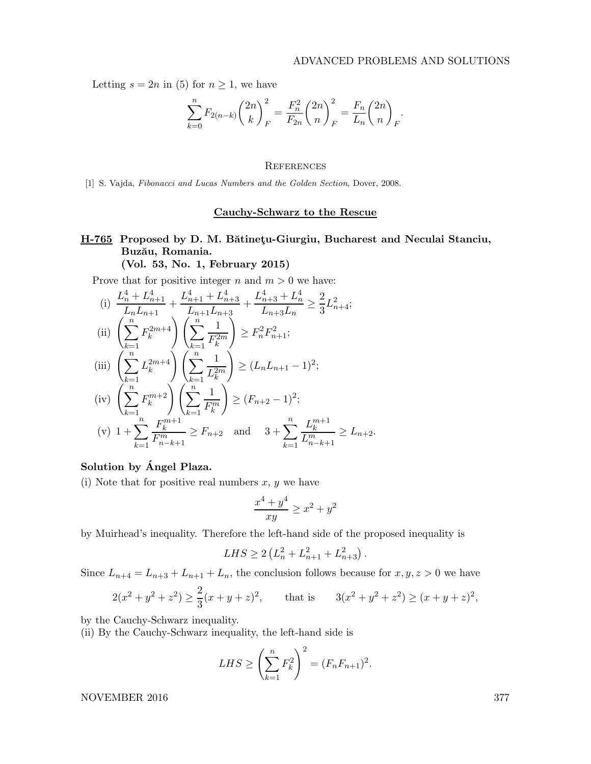Letting $s = 2n$ in (5) for $n \geq 1$, we have

$$\sum_{k=0}^{n} F_{2(n-k)} \binom{2n}{k}_F^2 = \frac{F_n^2}{F_{2n}} \binom{2n}{n}_F^2 = \frac{F_n}{L_n} \binom{2n}{n}_F.$$

## References

[1] S. Vajda, *Fibonacci and Lucas Numbers and the Golden Section*, Dover, 2008.

## Cauchy-Schwarz to the Rescue

### H-765 Proposed by D. M. Bătineţu-Giurgiu, Bucharest and Neculai Stanciu, Buzău, Romania. (Vol. 53, No. 1, February 2015)

Prove that for positive integer $n$ and $m > 0$ we have:

(i) $\dfrac{L_n^4 + L_{n+1}^4}{L_n L_{n+1}} + \dfrac{L_{n+1}^4 + L_{n+3}^4}{L_{n+1} L_{n+3}} + \dfrac{L_{n+3}^4 + L_n^4}{L_{n+3} L_n} \geq \dfrac{2}{3} L_{n+4}^2$;

(ii) $\left( \displaystyle\sum_{k=1}^{n} F_k^{2m+4} \right) \left( \displaystyle\sum_{k=1}^{n} \frac{1}{F_k^{2m}} \right) \geq F_n^2 F_{n+1}^2$;

(iii) $\left( \displaystyle\sum_{k=1}^{n} L_k^{2m+4} \right) \left( \displaystyle\sum_{k=1}^{n} \frac{1}{L_k^{2m}} \right) \geq (L_n L_{n+1} - 1)^2$;

(iv) $\left( \displaystyle\sum_{k=1}^{n} F_k^{m+2} \right) \left( \displaystyle\sum_{k=1}^{n} \frac{1}{F_k^{m}} \right) \geq (F_{n+2} - 1)^2$;

(v) $1 + \displaystyle\sum_{k=1}^{n} \frac{F_k^{m+1}}{F_{n-k+1}^m} \geq F_{n+2}$ and $3 + \displaystyle\sum_{k=1}^{n} \frac{L_k^{m+1}}{L_{n-k+1}^m} \geq L_{n+2}$.

**Solution by Ángel Plaza.**

(i) Note that for positive real numbers $x$, $y$ we have

$$\frac{x^4 + y^4}{xy} \geq x^2 + y^2$$

by Muirhead's inequality. Therefore the left-hand side of the proposed inequality is

$$LHS \geq 2\left(L_n^2 + L_{n+1}^2 + L_{n+3}^2\right).$$

Since $L_{n+4} = L_{n+3} + L_{n+1} + L_n$, the conclusion follows because for $x, y, z > 0$ we have

$$2(x^2 + y^2 + z^2) \geq \frac{2}{3}(x + y + z)^2, \qquad \text{that is} \qquad 3(x^2 + y^2 + z^2) \geq (x + y + z)^2,$$

by the Cauchy-Schwarz inequality.

(ii) By the Cauchy-Schwarz inequality, the left-hand side is

$$LHS \geq \left( \sum_{k=1}^{n} F_k^2 \right)^2 = (F_n F_{n+1})^2.$$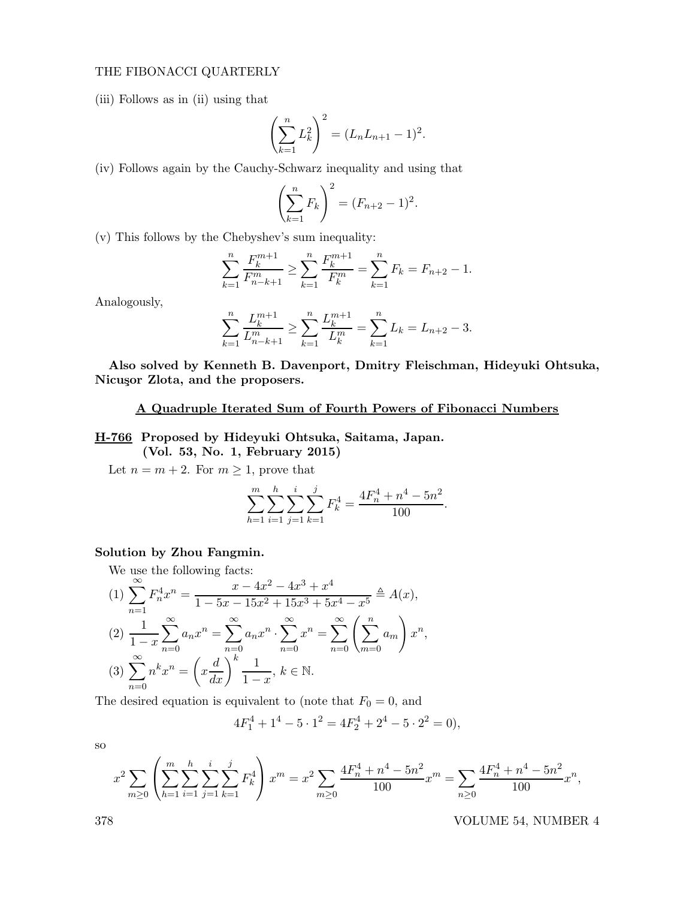(iii) Follows as in (ii) using that

$$\left(\sum_{k=1}^{n} L_k^2\right)^2 = (L_n L_{n+1} - 1)^2.$$

(iv) Follows again by the Cauchy-Schwarz inequality and using that

$$\left(\sum_{k=1}^{n} F_k\right)^2 = (F_{n+2} - 1)^2.$$

(v) This follows by the Chebyshev's sum inequality:

$$\sum_{k=1}^{n} \frac{F_k^{m+1}}{F_{n-k+1}^m} \geq \sum_{k=1}^{n} \frac{F_k^{m+1}}{F_k^m} = \sum_{k=1}^{n} F_k = F_{n+2} - 1.$$

Analogously,

$$\sum_{k=1}^{n} \frac{L_k^{m+1}}{L_{n-k+1}^m} \geq \sum_{k=1}^{n} \frac{L_k^{m+1}}{L_k^m} = \sum_{k=1}^{n} L_k = L_{n+2} - 3.$$

**Also solved by Kenneth B. Davenport, Dmitry Fleischman, Hideyuki Ohtsuka, Nicuşor Zlota, and the proposers.**

## A Quadruple Iterated Sum of Fourth Powers of Fibonacci Numbers

**H-766 Proposed by Hideyuki Ohtsuka, Saitama, Japan. (Vol. 53, No. 1, February 2015)**

Let $n = m + 2$. For $m \geq 1$, prove that

$$\sum_{h=1}^{m} \sum_{i=1}^{h} \sum_{j=1}^{i} \sum_{k=1}^{j} F_k^4 = \frac{4F_n^4 + n^4 - 5n^2}{100}.$$

**Solution by Zhou Fangmin.**

We use the following facts:

(1) $\displaystyle\sum_{n=1}^{\infty} F_n^4 x^n = \frac{x - 4x^2 - 4x^3 + x^4}{1 - 5x - 15x^2 + 15x^3 + 5x^4 - x^5} \triangleq A(x)$,

(2) $\displaystyle\frac{1}{1-x} \sum_{n=0}^{\infty} a_n x^n = \sum_{n=0}^{\infty} a_n x^n \cdot \sum_{n=0}^{\infty} x^n = \sum_{n=0}^{\infty} \left(\sum_{m=0}^{n} a_m\right) x^n$,

(3) $\displaystyle\sum_{n=0}^{\infty} n^k x^n = \left(x \frac{d}{dx}\right)^k \frac{1}{1-x}$, $k \in \mathbb{N}$.

The desired equation is equivalent to (note that $F_0 = 0$, and

$$4F_1^4 + 1^4 - 5 \cdot 1^2 = 4F_2^4 + 2^4 - 5 \cdot 2^2 = 0),$$

so

$$x^2 \sum_{m \geq 0} \left(\sum_{h=1}^{m} \sum_{i=1}^{h} \sum_{j=1}^{i} \sum_{k=1}^{j} F_k^4\right) x^m = x^2 \sum_{m \geq 0} \frac{4F_n^4 + n^4 - 5n^2}{100} x^m = \sum_{n \geq 0} \frac{4F_n^4 + n^4 - 5n^2}{100} x^n,$$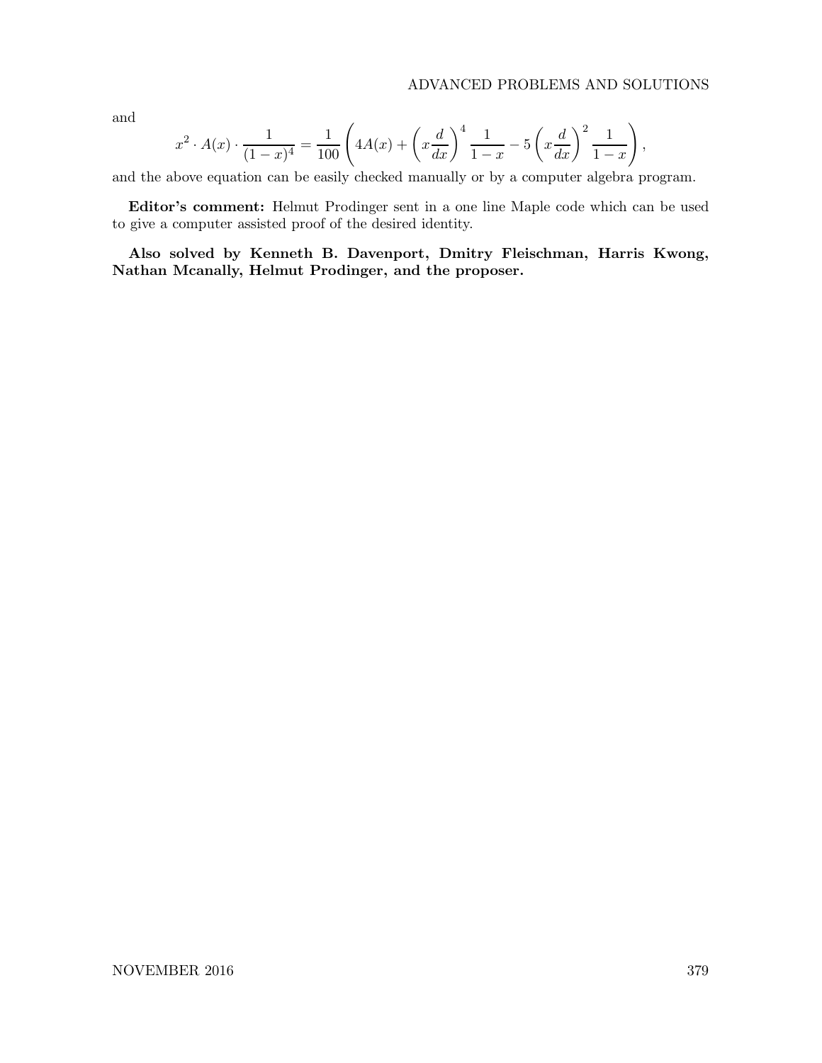and

$$x^2 \cdot A(x) \cdot \frac{1}{(1-x)^4} = \frac{1}{100}\left(4A(x) + \left(x\frac{d}{dx}\right)^4 \frac{1}{1-x} - 5\left(x\frac{d}{dx}\right)^2 \frac{1}{1-x}\right),$$

and the above equation can be easily checked manually or by a computer algebra program.

**Editor's comment:** Helmut Prodinger sent in a one line Maple code which can be used to give a computer assisted proof of the desired identity.

**Also solved by Kenneth B. Davenport, Dmitry Fleischman, Harris Kwong, Nathan Mcanally, Helmut Prodinger, and the proposer.**